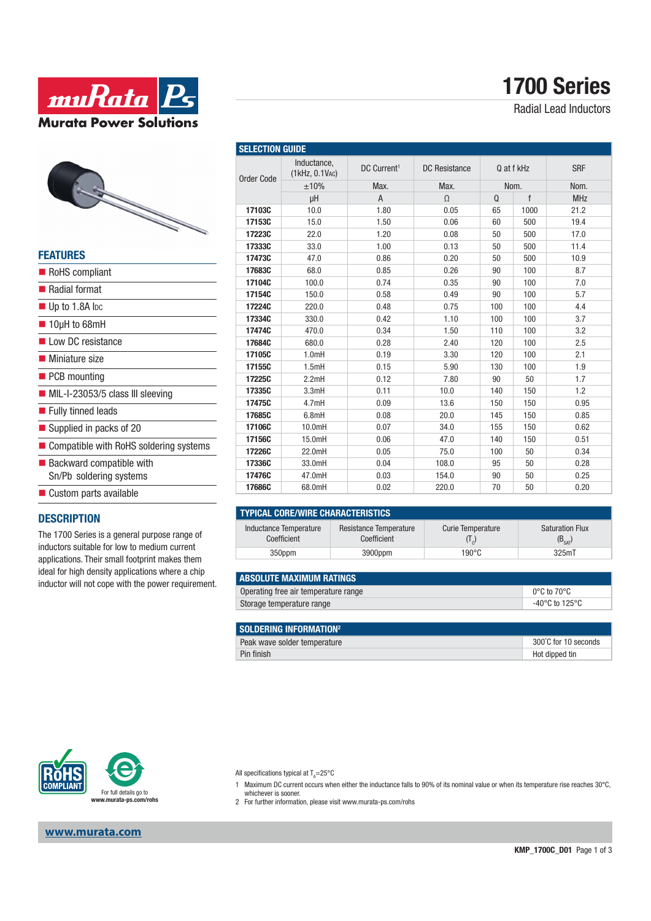# 1700 Series

Radial Lead Inductors

Murata Power Solutions

## FEATURES

- RoHS compliant
- Radial format
- Up to 1.8A IDC
- 10µH to 68mH
- Low DC resistance
- Miniature size
- PCB mounting
- MIL-I-23053/5 class III sleeving
- Fully tinned leads
- Supplied in packs of 20
- Compatible with RoHS soldering systems
- Backward compatible with Sn/Pb soldering systems
- Custom parts available

## DESCRIPTION

The 1700 Series is a general purpose range of inductors suitable for low to medium current applications. Their small footprint makes them ideal for high density applications where a chip inductor will not cope with the power requirement.

## SELECTION GUIDE

| Order Code | Inductance, (1kHz, 0.1VAC) | DC Current[1] | DC Resistance | Q at f kHz | | SRF |
|---|---|---|---|---|---|---|
| | ±10% | Max. | Max. | Nom. | | Nom. |
| | µH | A | Ω | Q | f | MHz |
| **17103C** | 10.0 | 1.80 | 0.05 | 65 | 1000 | 21.2 |
| **17153C** | 15.0 | 1.50 | 0.06 | 60 | 500 | 19.4 |
| **17223C** | 22.0 | 1.20 | 0.08 | 50 | 500 | 17.0 |
| **17333C** | 33.0 | 1.00 | 0.13 | 50 | 500 | 11.4 |
| **17473C** | 47.0 | 0.86 | 0.20 | 50 | 500 | 10.9 |
| **17683C** | 68.0 | 0.85 | 0.26 | 90 | 100 | 8.7 |
| **17104C** | 100.0 | 0.74 | 0.35 | 90 | 100 | 7.0 |
| **17154C** | 150.0 | 0.58 | 0.49 | 90 | 100 | 5.7 |
| **17224C** | 220.0 | 0.48 | 0.75 | 100 | 100 | 4.4 |
| **17334C** | 330.0 | 0.42 | 1.10 | 100 | 100 | 3.7 |
| **17474C** | 470.0 | 0.34 | 1.50 | 110 | 100 | 3.2 |
| **17684C** | 680.0 | 0.28 | 2.40 | 120 | 100 | 2.5 |
| **17105C** | 1.0mH | 0.19 | 3.30 | 120 | 100 | 2.1 |
| **17155C** | 1.5mH | 0.15 | 5.90 | 130 | 100 | 1.9 |
| **17225C** | 2.2mH | 0.12 | 7.80 | 90 | 50 | 1.7 |
| **17335C** | 3.3mH | 0.11 | 10.0 | 140 | 150 | 1.2 |
| **17475C** | 4.7mH | 0.09 | 13.6 | 150 | 150 | 0.95 |
| **17685C** | 6.8mH | 0.08 | 20.0 | 145 | 150 | 0.85 |
| **17106C** | 10.0mH | 0.07 | 34.0 | 155 | 150 | 0.62 |
| **17156C** | 15.0mH | 0.06 | 47.0 | 140 | 150 | 0.51 |
| **17226C** | 22.0mH | 0.05 | 75.0 | 100 | 50 | 0.34 |
| **17336C** | 33.0mH | 0.04 | 108.0 | 95 | 50 | 0.28 |
| **17476C** | 47.0mH | 0.03 | 154.0 | 90 | 50 | 0.25 |
| **17686C** | 68.0mH | 0.02 | 220.0 | 70 | 50 | 0.20 |

## TYPICAL CORE/WIRE CHARACTERISTICS

| Inductance Temperature Coefficient | Resistance Temperature Coefficient | Curie Temperature ($T_C$) | Saturation Flux ($B_{SAT}$) |
|---|---|---|---|
| 350ppm | 3900ppm | 190°C | 325mT |

## ABSOLUTE MAXIMUM RATINGS

| | |
|---|---|
| Operating free air temperature range | 0°C to 70°C |
| Storage temperature range | -40°C to 125°C |

## SOLDERING INFORMATION[2]

| | |
|---|---|
| Peak wave solder temperature | 300°C for 10 seconds |
| Pin finish | Hot dipped tin |

RoHS COMPLIANT

For full details go to **www.murata-ps.com/rohs**

All specifications typical at $T_A$=25°C

1 Maximum DC current occurs when either the inductance falls to 90% of its nominal value or when its temperature rise reaches 30°C, whichever is sooner.

2 For further information, please visit www.murata-ps.com/rohs

**www.murata.com**

**KMP_1700C_D01**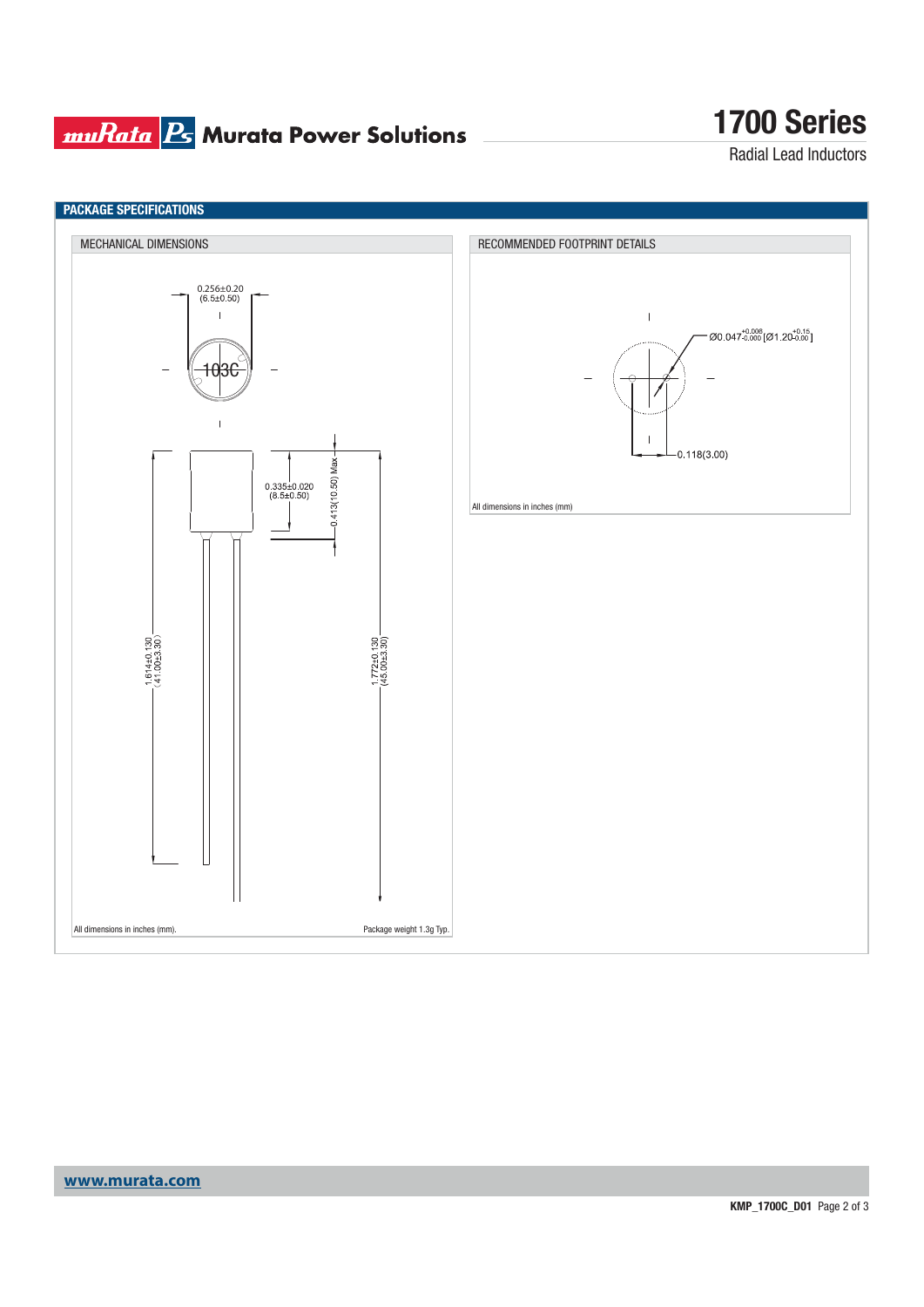## PACKAGE SPECIFICATIONS

### MECHANICAL DIMENSIONS

0.256±0.20
(6.5±0.50)

103C

0.335±0.020
(8.5±0.50)

0.413(10.50) Max

1.614±0.130
(41.00±3.30)

1.772±0.130
(45.00±3.30)

All dimensions in inches (mm).

Package weight 1.3g Typ.

### RECOMMENDED FOOTPRINT DETAILS

Ø0.047$^{+0.008}_{-0.000}$ [Ø1.20$^{+0.15}_{-0.00}$]

0.118(3.00)

All dimensions in inches (mm)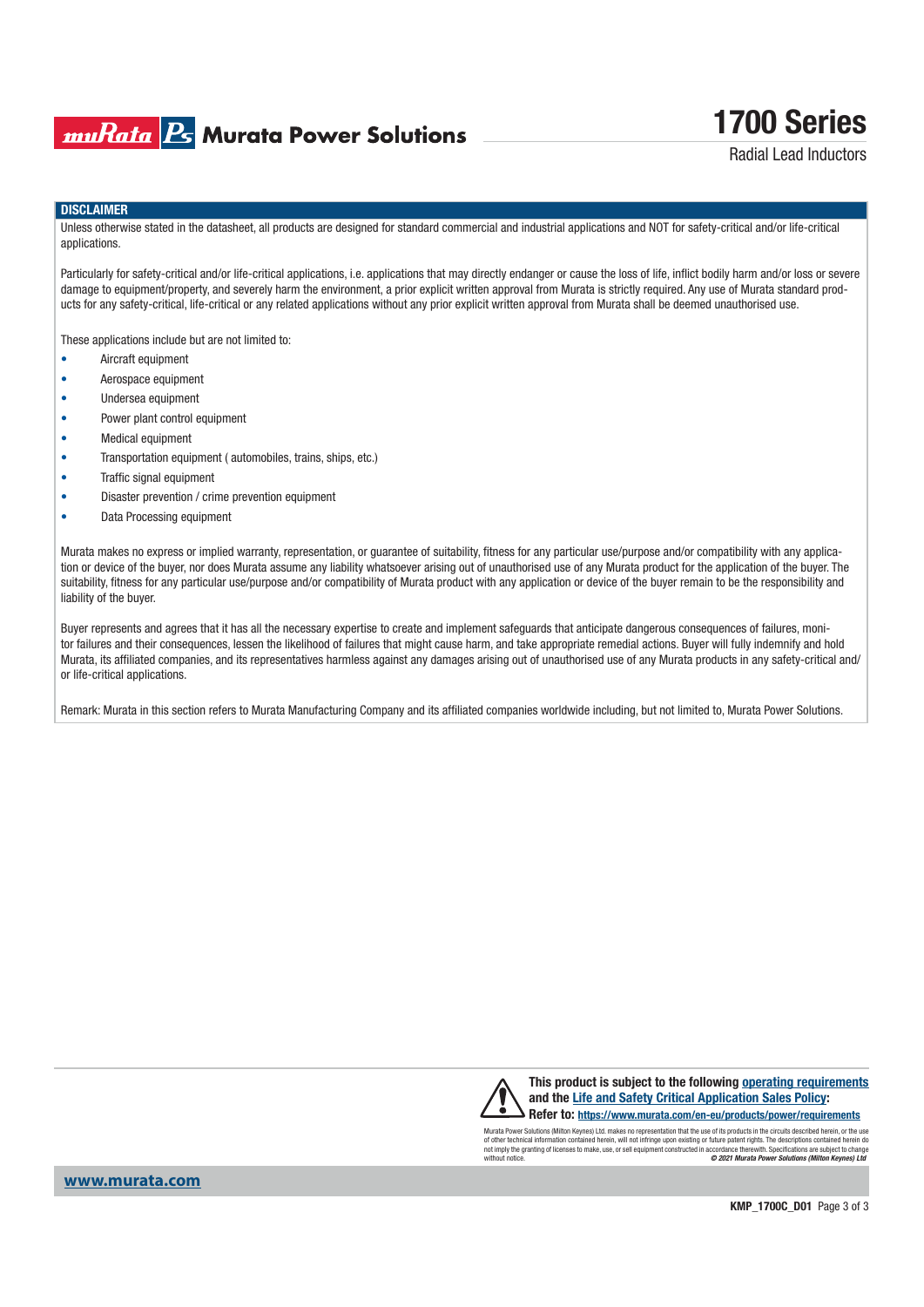## DISCLAIMER

Unless otherwise stated in the datasheet, all products are designed for standard commercial and industrial applications and NOT for safety-critical and/or life-critical applications.

Particularly for safety-critical and/or life-critical applications, i.e. applications that may directly endanger or cause the loss of life, inflict bodily harm and/or loss or severe damage to equipment/property, and severely harm the environment, a prior explicit written approval from Murata is strictly required. Any use of Murata standard products for any safety-critical, life-critical or any related applications without any prior explicit written approval from Murata shall be deemed unauthorised use.

These applications include but are not limited to:

- Aircraft equipment
- Aerospace equipment
- Undersea equipment
- Power plant control equipment
- Medical equipment
- Transportation equipment ( automobiles, trains, ships, etc.)
- Traffic signal equipment
- Disaster prevention / crime prevention equipment
- Data Processing equipment

Murata makes no express or implied warranty, representation, or guarantee of suitability, fitness for any particular use/purpose and/or compatibility with any application or device of the buyer, nor does Murata assume any liability whatsoever arising out of unauthorised use of any Murata product for the application of the buyer. The suitability, fitness for any particular use/purpose and/or compatibility of Murata product with any application or device of the buyer remain to be the responsibility and liability of the buyer.

Buyer represents and agrees that it has all the necessary expertise to create and implement safeguards that anticipate dangerous consequences of failures, monitor failures and their consequences, lessen the likelihood of failures that might cause harm, and take appropriate remedial actions. Buyer will fully indemnify and hold Murata, its affiliated companies, and its representatives harmless against any damages arising out of unauthorised use of any Murata products in any safety-critical and/or life-critical applications.

Remark: Murata in this section refers to Murata Manufacturing Company and its affiliated companies worldwide including, but not limited to, Murata Power Solutions.

**This product is subject to the following operating requirements and the Life and Safety Critical Application Sales Policy:**
**Refer to: https://www.murata.com/en-eu/products/power/requirements**

Murata Power Solutions (Milton Keynes) Ltd. makes no representation that the use of its products in the circuits described herein, or the use of other technical information contained herein, will not infringe upon existing or future patent rights. The descriptions contained herein do not imply the granting of licenses to make, use, or sell equipment constructed in accordance therewith. Specifications are subject to change without notice.

***© 2021 Murata Power Solutions (Milton Keynes) Ltd***

www.murata.com

KMP_1700C_D01